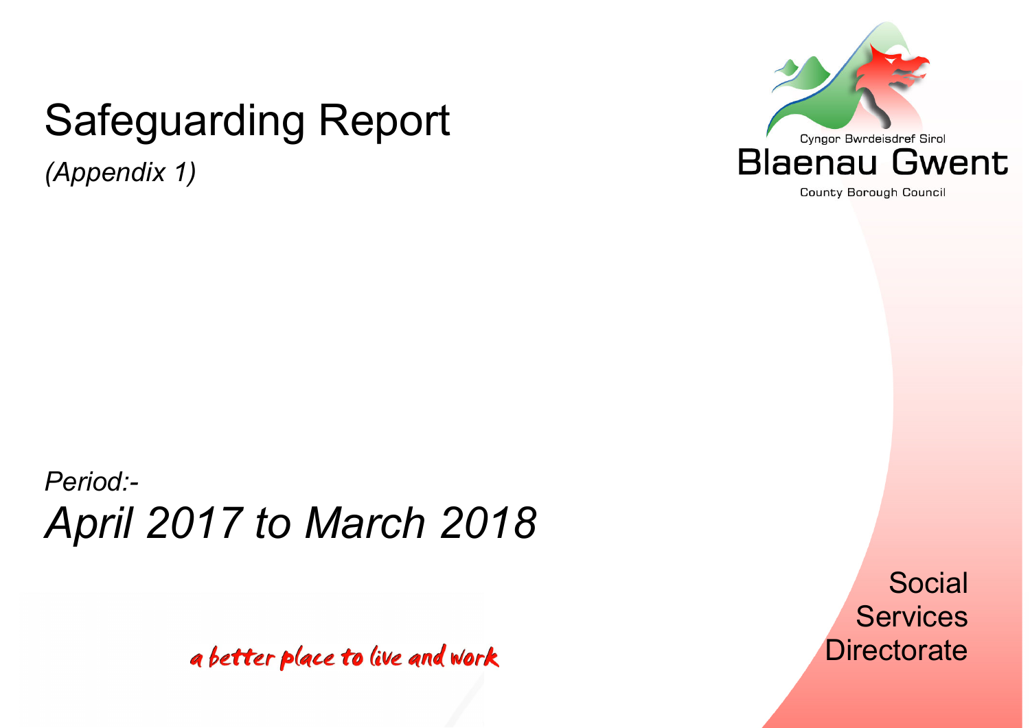# Safeguarding Report

*(Appendix 1)*

Cyngor Bwrdeisdref Sirol
Blaenau Gwent
County Borough Council

*Period:-*

## *April 2017 to March 2018*

a better place to live and work

Social Services Directorate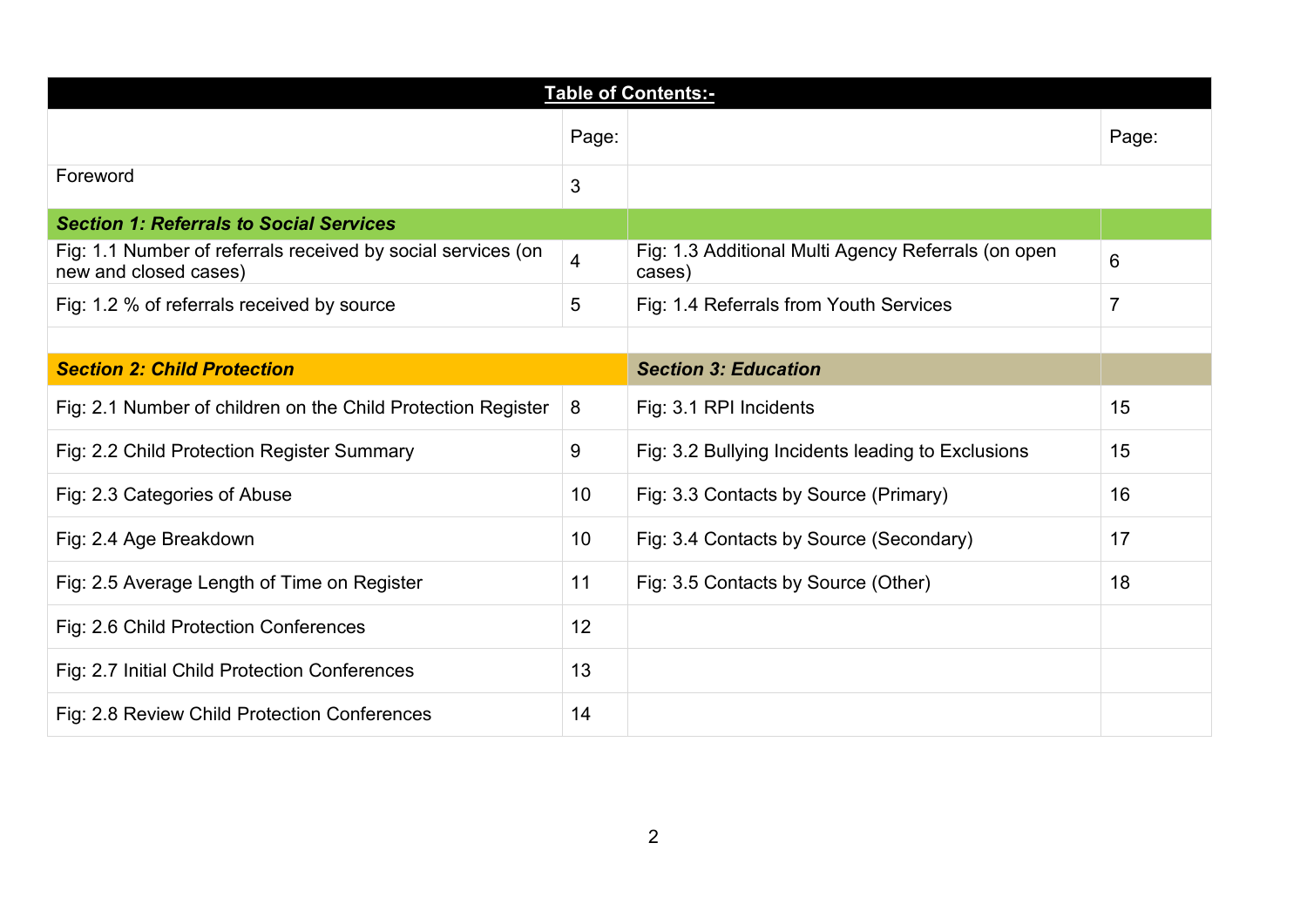## Table of Contents:-

| | Page: | | Page: |
|---|---|---|---|
| Foreword | 3 | | |
| ***Section 1: Referrals to Social Services*** | | | |
| Fig: 1.1 Number of referrals received by social services (on new and closed cases) | 4 | Fig: 1.3 Additional Multi Agency Referrals (on open cases) | 6 |
| Fig: 1.2 % of referrals received by source | 5 | Fig: 1.4 Referrals from Youth Services | 7 |
| | | | |
| ***Section 2: Child Protection*** | | ***Section 3: Education*** | |
| Fig: 2.1 Number of children on the Child Protection Register | 8 | Fig: 3.1 RPI Incidents | 15 |
| Fig: 2.2 Child Protection Register Summary | 9 | Fig: 3.2 Bullying Incidents leading to Exclusions | 15 |
| Fig: 2.3 Categories of Abuse | 10 | Fig: 3.3 Contacts by Source (Primary) | 16 |
| Fig: 2.4 Age Breakdown | 10 | Fig: 3.4 Contacts by Source (Secondary) | 17 |
| Fig: 2.5 Average Length of Time on Register | 11 | Fig: 3.5 Contacts by Source (Other) | 18 |
| Fig: 2.6 Child Protection Conferences | 12 | | |
| Fig: 2.7 Initial Child Protection Conferences | 13 | | |
| Fig: 2.8 Review Child Protection Conferences | 14 | | |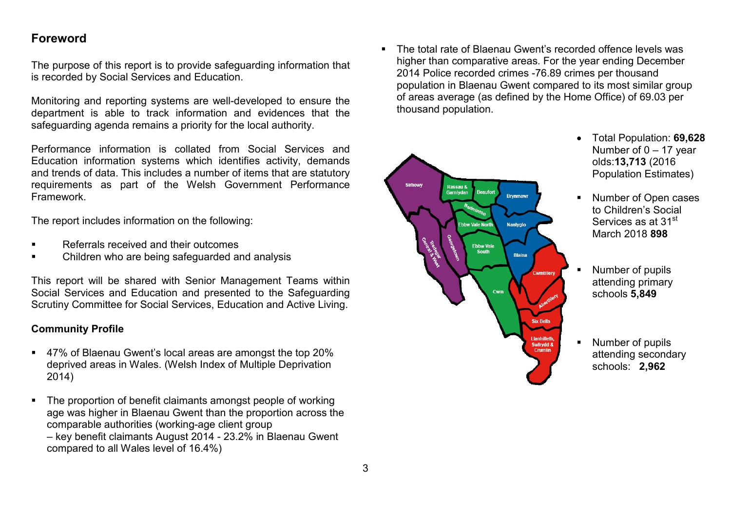## Foreword

The purpose of this report is to provide safeguarding information that is recorded by Social Services and Education.

Monitoring and reporting systems are well-developed to ensure the department is able to track information and evidences that the safeguarding agenda remains a priority for the local authority.

Performance information is collated from Social Services and Education information systems which identifies activity, demands and trends of data. This includes a number of items that are statutory requirements as part of the Welsh Government Performance Framework.

The report includes information on the following:

- Referrals received and their outcomes
- Children who are being safeguarded and analysis

This report will be shared with Senior Management Teams within Social Services and Education and presented to the Safeguarding Scrutiny Committee for Social Services, Education and Active Living.

### Community Profile

- 47% of Blaenau Gwent's local areas are amongst the top 20% deprived areas in Wales. (Welsh Index of Multiple Deprivation 2014)
- The proportion of benefit claimants amongst people of working age was higher in Blaenau Gwent than the proportion across the comparable authorities (working-age client group – key benefit claimants August 2014 - 23.2% in Blaenau Gwent compared to all Wales level of 16.4%)
- The total rate of Blaenau Gwent's recorded offence levels was higher than comparative areas. For the year ending December 2014 Police recorded crimes -76.89 crimes per thousand population in Blaenau Gwent compared to its most similar group of areas average (as defined by the Home Office) of 69.03 per thousand population.

- Total Population: **69,628** Number of 0 – 17 year olds:**13,713** (2016 Population Estimates)
- Number of Open cases to Children's Social Services as at 31st March 2018 **898**
- Number of pupils attending primary schools **5,849**
- Number of pupils attending secondary schools: **2,962**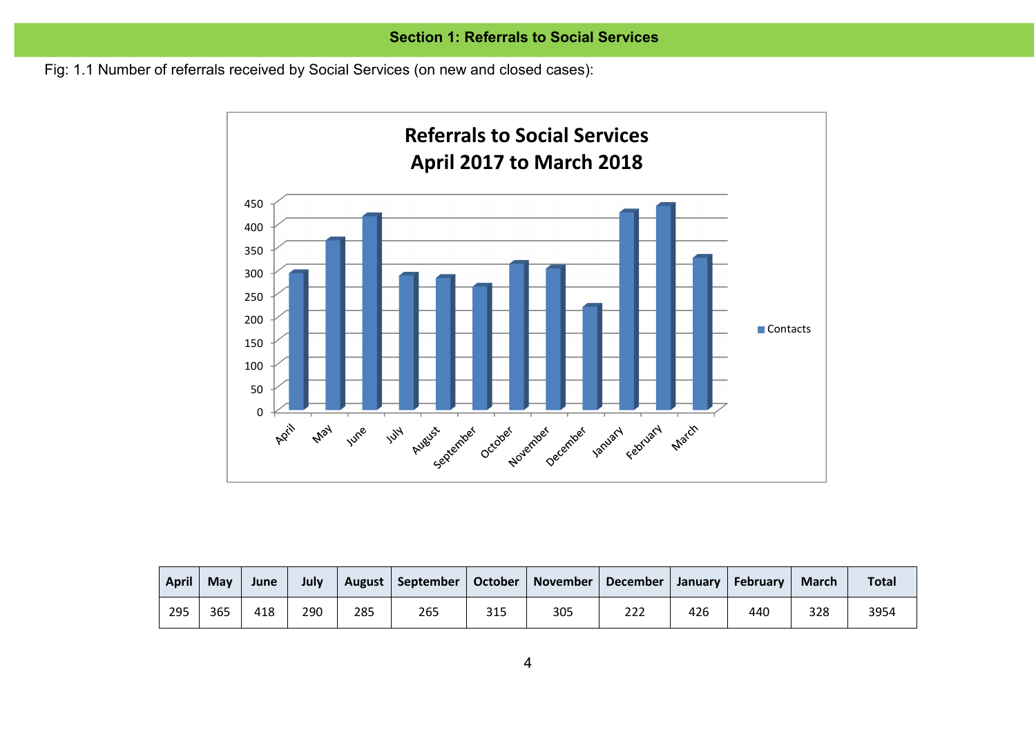## Section 1: Referrals to Social Services

Fig: 1.1 Number of referrals received by Social Services (on new and closed cases):

| April | May | June | July | August | September | October | November | December | January | February | March | Total |
|---|---|---|---|---|---|---|---|---|---|---|---|---|
| 295 | 365 | 418 | 290 | 285 | 265 | 315 | 305 | 222 | 426 | 440 | 328 | 3954 |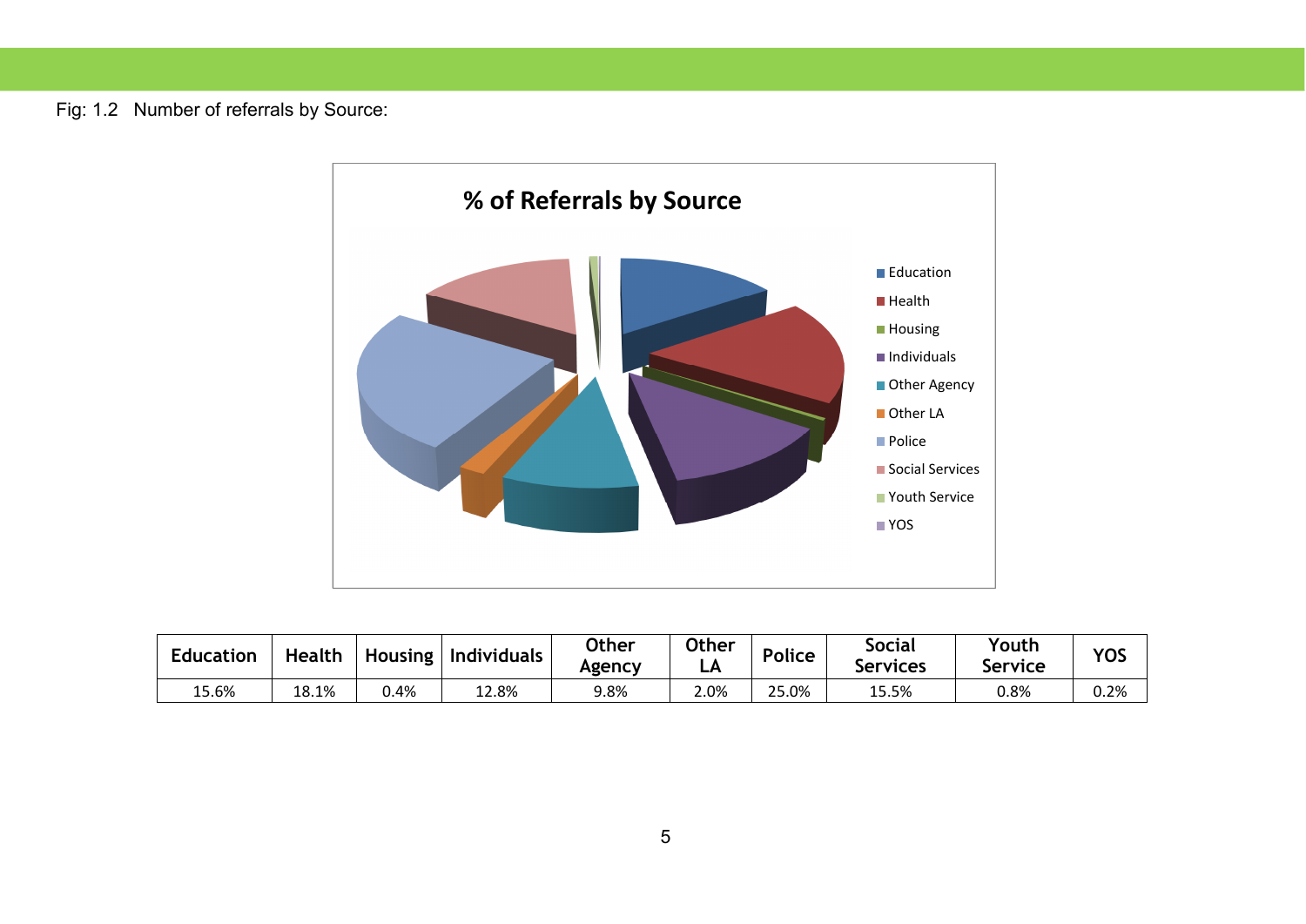Fig: 1.2 Number of referrals by Source:

% of Referrals by Source

| Education | Health | Housing | Individuals | Other Agency | Other LA | Police | Social Services | Youth Service | YOS |
|---|---|---|---|---|---|---|---|---|---|
| 15.6% | 18.1% | 0.4% | 12.8% | 9.8% | 2.0% | 25.0% | 15.5% | 0.8% | 0.2% |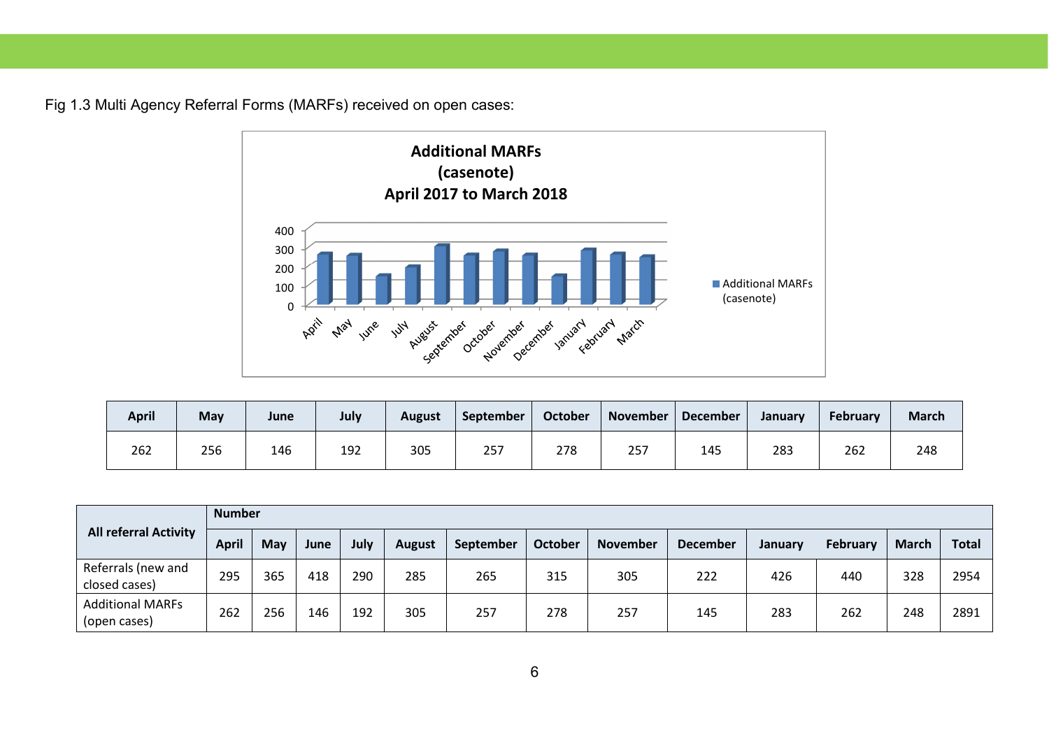Fig 1.3 Multi Agency Referral Forms (MARFs) received on open cases:

| April | May | June | July | August | September | October | November | December | January | February | March |
|---|---|---|---|---|---|---|---|---|---|---|---|
| 262 | 256 | 146 | 192 | 305 | 257 | 278 | 257 | 145 | 283 | 262 | 248 |

| All referral Activity | Number | | | | | | | | | | | | |
|---|---|---|---|---|---|---|---|---|---|---|---|---|---|
| | April | May | June | July | August | September | October | November | December | January | February | March | Total |
| Referrals (new and closed cases) | 295 | 365 | 418 | 290 | 285 | 265 | 315 | 305 | 222 | 426 | 440 | 328 | 2954 |
| Additional MARFs (open cases) | 262 | 256 | 146 | 192 | 305 | 257 | 278 | 257 | 145 | 283 | 262 | 248 | 2891 |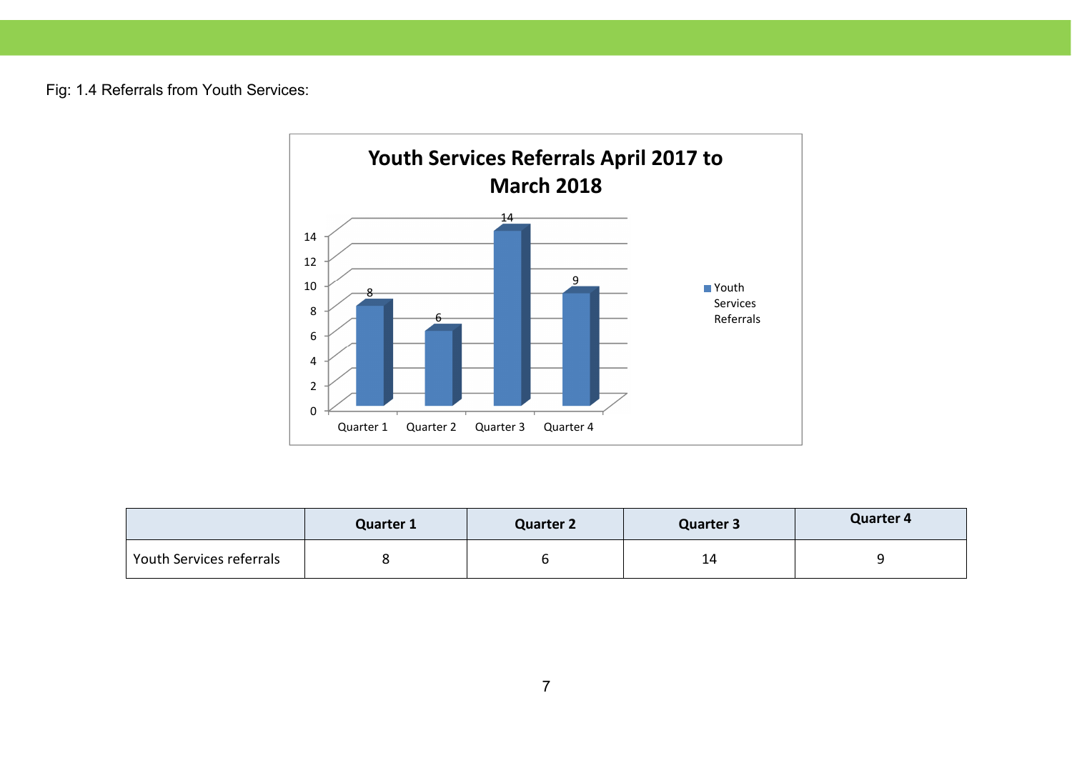Fig: 1.4 Referrals from Youth Services:

|  | Quarter 1 | Quarter 2 | Quarter 3 | Quarter 4 |
|---|---|---|---|---|
| Youth Services referrals | 8 | 6 | 14 | 9 |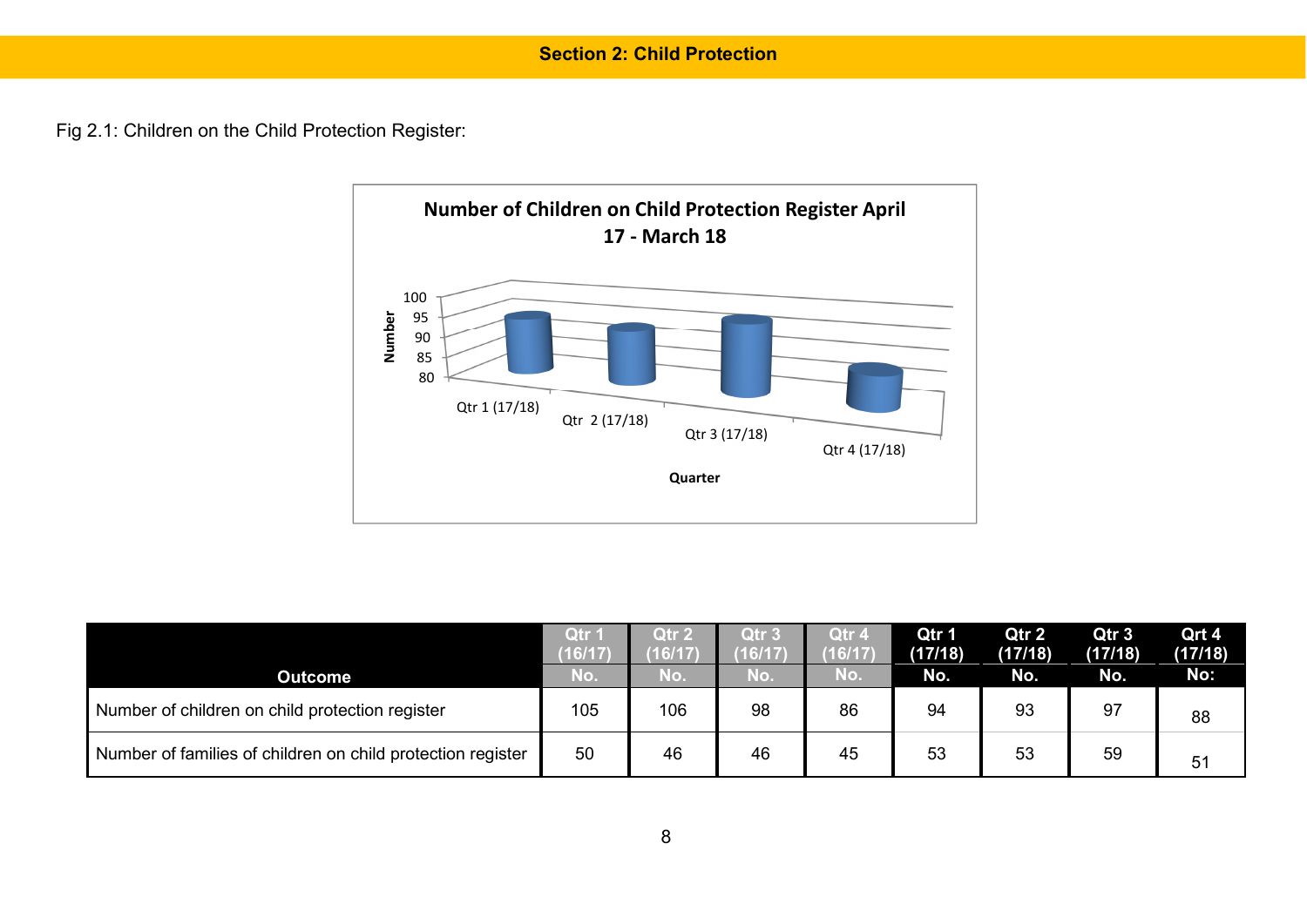## Section 2: Child Protection

Fig 2.1: Children on the Child Protection Register:

| Outcome | Qtr 1 (16/17) No. | Qtr 2 (16/17) No. | Qtr 3 (16/17) No. | Qtr 4 (16/17) No. | Qtr 1 (17/18) No. | Qtr 2 (17/18) No. | Qtr 3 (17/18) No. | Qrt 4 (17/18) No: |
|---|---|---|---|---|---|---|---|---|
| Number of children on child protection register | 105 | 106 | 98 | 86 | 94 | 93 | 97 | 88 |
| Number of families of children on child protection register | 50 | 46 | 46 | 45 | 53 | 53 | 59 | 51 |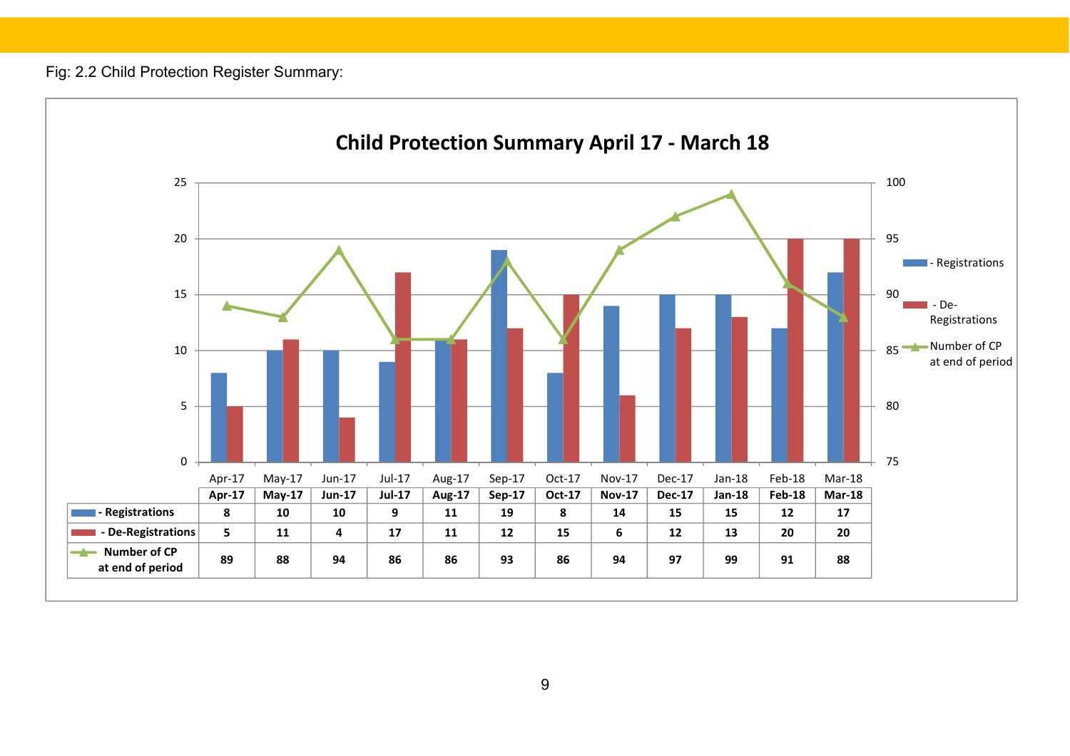Fig: 2.2 Child Protection Register Summary:

**Child Protection Summary April 17 - March 18**

| | Apr-17 | May-17 | Jun-17 | Jul-17 | Aug-17 | Sep-17 | Oct-17 | Nov-17 | Dec-17 | Jan-18 | Feb-18 | Mar-18 |
|---|---|---|---|---|---|---|---|---|---|---|---|---|
| - Registrations | 8 | 10 | 10 | 9 | 11 | 19 | 8 | 14 | 15 | 15 | 12 | 17 |
| - De-Registrations | 5 | 11 | 4 | 17 | 11 | 12 | 15 | 6 | 12 | 13 | 20 | 20 |
| Number of CP at end of period | 89 | 88 | 94 | 86 | 86 | 93 | 86 | 94 | 97 | 99 | 91 | 88 |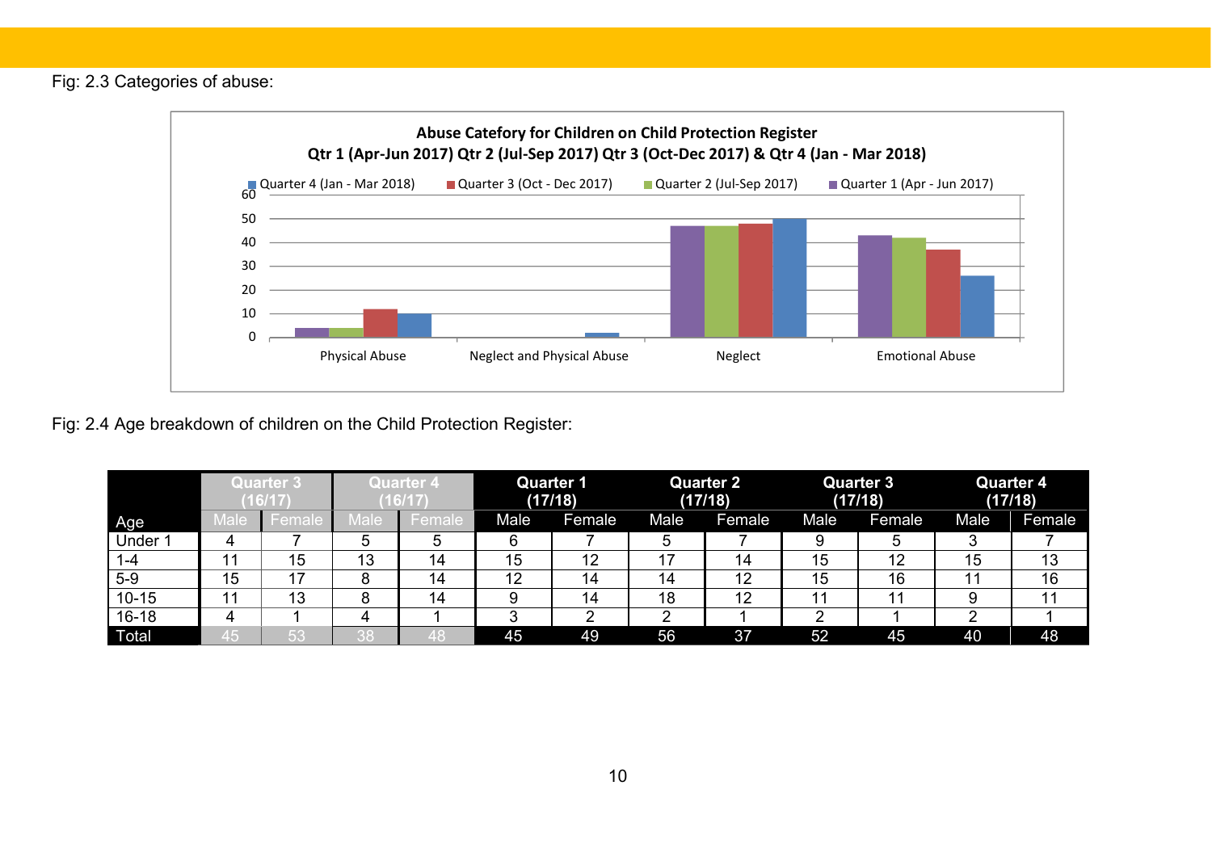Fig: 2.3 Categories of abuse:

**Abuse Catefory for Children on Child Protection Register**
**Qtr 1 (Apr-Jun 2017) Qtr 2 (Jul-Sep 2017) Qtr 3 (Oct-Dec 2017) & Qtr 4 (Jan - Mar 2018)**

Quarter 4 (Jan - Mar 2018) | Quarter 3 (Oct - Dec 2017) | Quarter 2 (Jul-Sep 2017) | Quarter 1 (Apr - Jun 2017)

Physical Abuse | Neglect and Physical Abuse | Neglect | Emotional Abuse

Fig: 2.4 Age breakdown of children on the Child Protection Register:

| Age | Quarter 3 (16/17) | | Quarter 4 (16/17) | | Quarter 1 (17/18) | | Quarter 2 (17/18) | | Quarter 3 (17/18) | | Quarter 4 (17/18) | |
|---|---|---|---|---|---|---|---|---|---|---|---|---|
| | Male | Female | Male | Female | Male | Female | Male | Female | Male | Female | Male | Female |
| Under 1 | 4 | 7 | 5 | 5 | 6 | 7 | 5 | 7 | 9 | 5 | 3 | 7 |
| 1-4 | 11 | 15 | 13 | 14 | 15 | 12 | 17 | 14 | 15 | 12 | 15 | 13 |
| 5-9 | 15 | 17 | 8 | 14 | 12 | 14 | 14 | 12 | 15 | 16 | 11 | 16 |
| 10-15 | 11 | 13 | 8 | 14 | 9 | 14 | 18 | 12 | 11 | 11 | 9 | 11 |
| 16-18 | 4 | 1 | 4 | 1 | 3 | 2 | 2 | 1 | 2 | 1 | 2 | 1 |
| Total | 45 | 53 | 38 | 48 | 45 | 49 | 56 | 37 | 52 | 45 | 40 | 48 |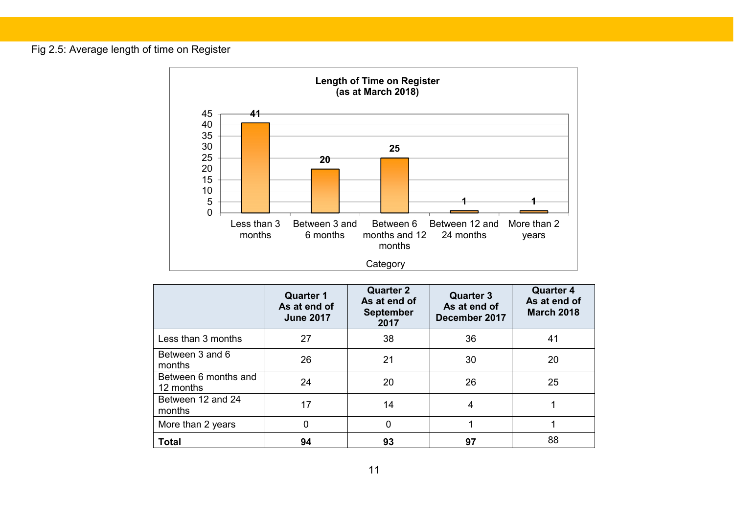Fig 2.5: Average length of time on Register

**Length of Time on Register (as at March 2018)**

| Category | Value |
|---|---|
| Less than 3 months | 41 |
| Between 3 and 6 months | 20 |
| Between 6 months and 12 months | 25 |
| Between 12 and 24 months | 1 |
| More than 2 years | 1 |

| | Quarter 1 As at end of June 2017 | Quarter 2 As at end of September 2017 | Quarter 3 As at end of December 2017 | Quarter 4 As at end of March 2018 |
|---|---|---|---|---|
| Less than 3 months | 27 | 38 | 36 | 41 |
| Between 3 and 6 months | 26 | 21 | 30 | 20 |
| Between 6 months and 12 months | 24 | 20 | 26 | 25 |
| Between 12 and 24 months | 17 | 14 | 4 | 1 |
| More than 2 years | 0 | 0 | 1 | 1 |
| **Total** | **94** | **93** | **97** | 88 |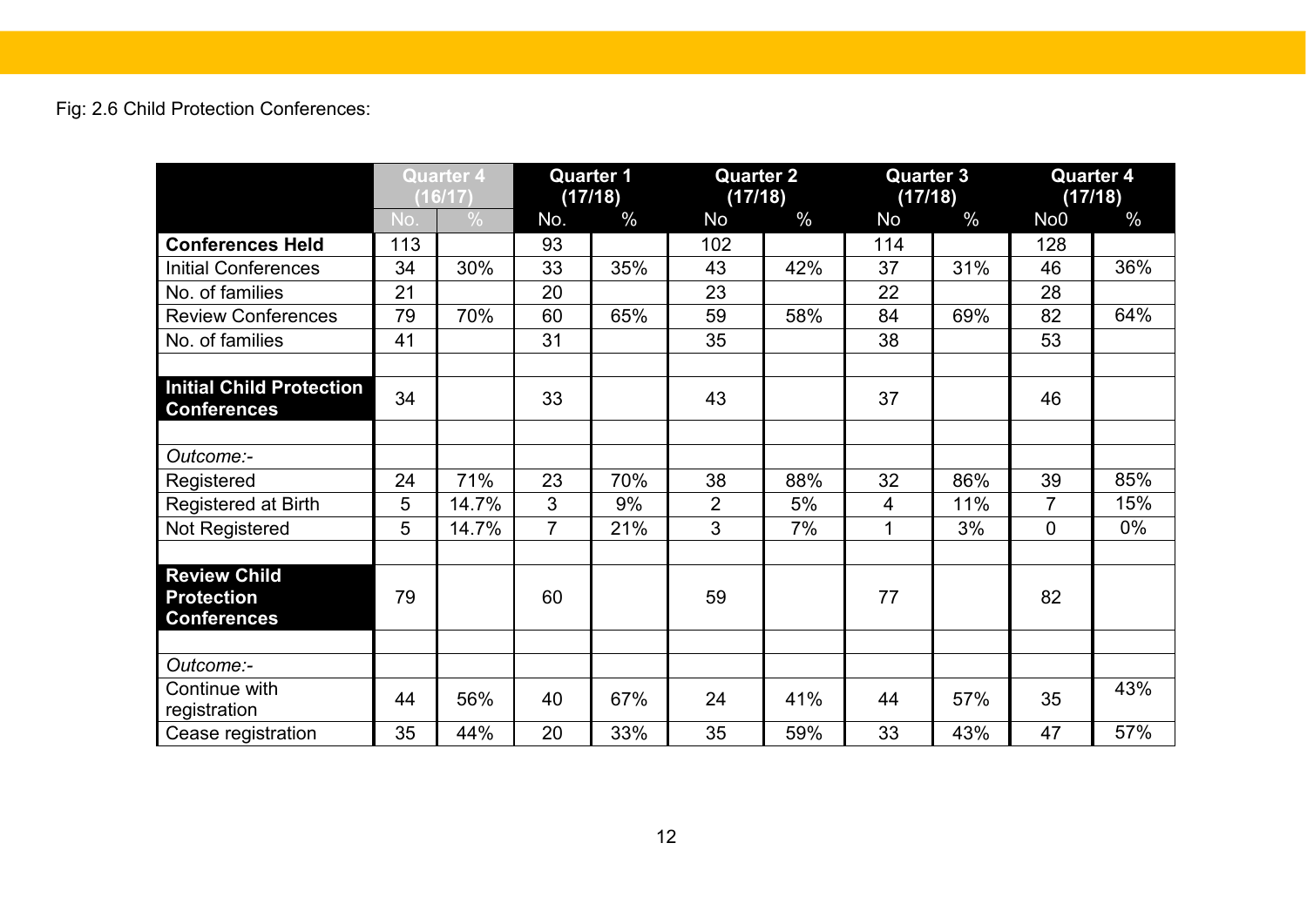Fig: 2.6 Child Protection Conferences:

| | Quarter 4 (16/17) | | Quarter 1 (17/18) | | Quarter 2 (17/18) | | Quarter 3 (17/18) | | Quarter 4 (17/18) | |
|---|---|---|---|---|---|---|---|---|---|---|
| | No. | % | No. | % | No | % | No | % | No0 | % |
| **Conferences Held** | 113 | | 93 | | 102 | | 114 | | 128 | |
| Initial Conferences | 34 | 30% | 33 | 35% | 43 | 42% | 37 | 31% | 46 | 36% |
| No. of families | 21 | | 20 | | 23 | | 22 | | 28 | |
| Review Conferences | 79 | 70% | 60 | 65% | 59 | 58% | 84 | 69% | 82 | 64% |
| No. of families | 41 | | 31 | | 35 | | 38 | | 53 | |
| | | | | | | | | | | |
| **Initial Child Protection Conferences** | 34 | | 33 | | 43 | | 37 | | 46 | |
| | | | | | | | | | | |
| *Outcome:-* | | | | | | | | | | |
| Registered | 24 | 71% | 23 | 70% | 38 | 88% | 32 | 86% | 39 | 85% |
| Registered at Birth | 5 | 14.7% | 3 | 9% | 2 | 5% | 4 | 11% | 7 | 15% |
| Not Registered | 5 | 14.7% | 7 | 21% | 3 | 7% | 1 | 3% | 0 | 0% |
| | | | | | | | | | | |
| **Review Child Protection Conferences** | 79 | | 60 | | 59 | | 77 | | 82 | |
| | | | | | | | | | | |
| *Outcome:-* | | | | | | | | | | |
| Continue with registration | 44 | 56% | 40 | 67% | 24 | 41% | 44 | 57% | 35 | 43% |
| Cease registration | 35 | 44% | 20 | 33% | 35 | 59% | 33 | 43% | 47 | 57% |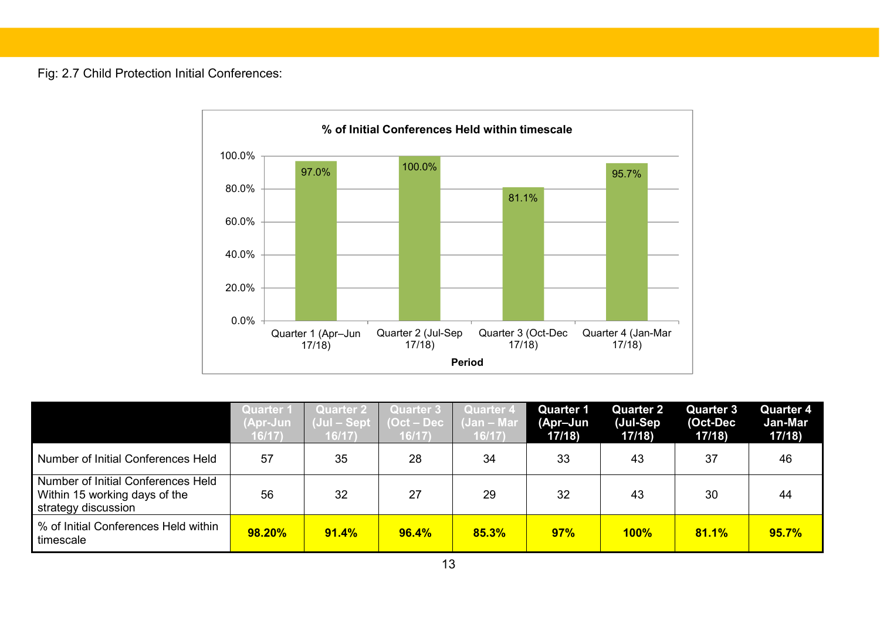Fig: 2.7 Child Protection Initial Conferences:

**% of Initial Conferences Held within timescale**

| Period | % |
|---|---|
| Quarter 1 (Apr–Jun 17/18) | 97.0% |
| Quarter 2 (Jul-Sep 17/18) | 100.0% |
| Quarter 3 (Oct-Dec 17/18) | 81.1% |
| Quarter 4 (Jan-Mar 17/18) | 95.7% |

| | Quarter 1 (Apr-Jun 16/17) | Quarter 2 (Jul – Sept 16/17) | Quarter 3 (Oct – Dec 16/17) | Quarter 4 (Jan – Mar 16/17) | Quarter 1 (Apr–Jun 17/18) | Quarter 2 (Jul-Sep 17/18) | Quarter 3 (Oct-Dec 17/18) | Quarter 4 Jan-Mar 17/18) |
|---|---|---|---|---|---|---|---|---|
| Number of Initial Conferences Held | 57 | 35 | 28 | 34 | 33 | 43 | 37 | 46 |
| Number of Initial Conferences Held Within 15 working days of the strategy discussion | 56 | 32 | 27 | 29 | 32 | 43 | 30 | 44 |
| % of Initial Conferences Held within timescale | **98.20%** | **91.4%** | **96.4%** | **85.3%** | **97%** | **100%** | **81.1%** | **95.7%** |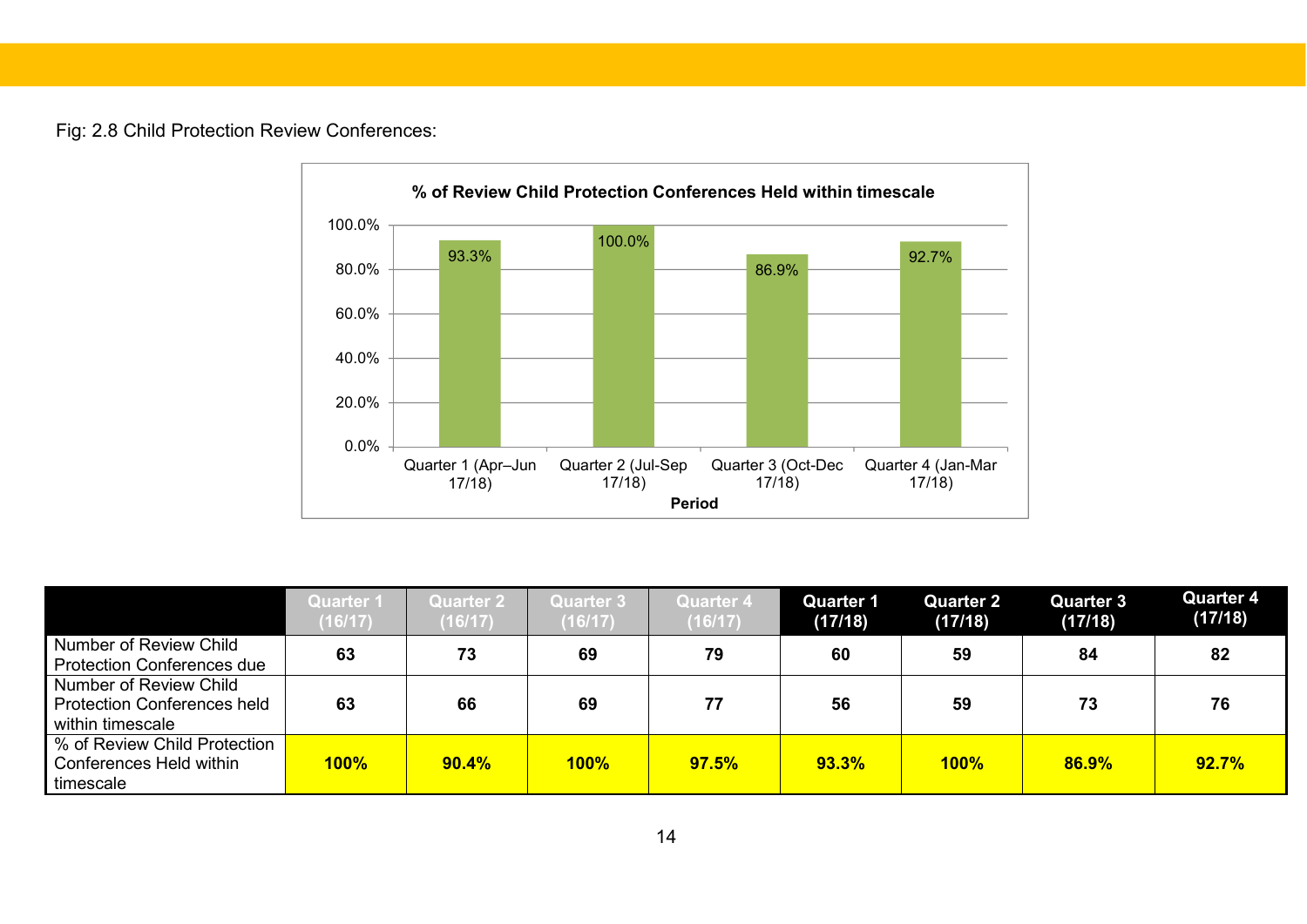Fig: 2.8 Child Protection Review Conferences:

**% of Review Child Protection Conferences Held within timescale**

| Period | % |
|---|---|
| Quarter 1 (Apr–Jun 17/18) | 93.3% |
| Quarter 2 (Jul-Sep 17/18) | 100.0% |
| Quarter 3 (Oct-Dec 17/18) | 86.9% |
| Quarter 4 (Jan-Mar 17/18) | 92.7% |

| | Quarter 1 (16/17) | Quarter 2 (16/17) | Quarter 3 (16/17) | Quarter 4 (16/17) | Quarter 1 (17/18) | Quarter 2 (17/18) | Quarter 3 (17/18) | Quarter 4 (17/18) |
|---|---|---|---|---|---|---|---|---|
| Number of Review Child Protection Conferences due | **63** | **73** | **69** | **79** | **60** | **59** | **84** | **82** |
| Number of Review Child Protection Conferences held within timescale | **63** | **66** | **69** | **77** | **56** | **59** | **73** | **76** |
| % of Review Child Protection Conferences Held within timescale | **100%** | **90.4%** | **100%** | **97.5%** | **93.3%** | **100%** | **86.9%** | **92.7%** |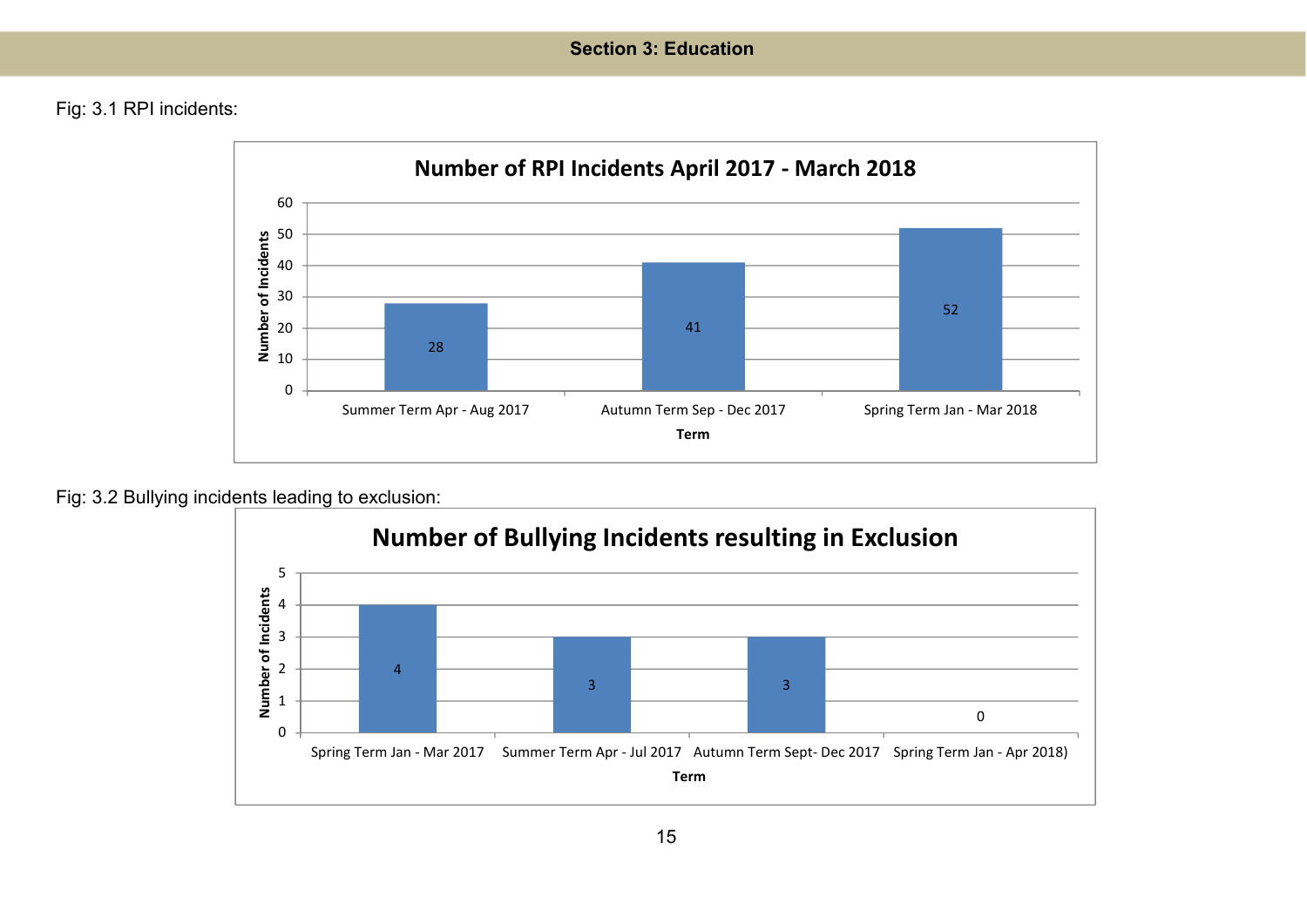## Section 3: Education

Fig: 3.1 RPI incidents:

**Number of RPI Incidents April 2017 - March 2018**

| Term | Number of Incidents |
| --- | --- |
| Summer Term Apr - Aug 2017 | 28 |
| Autumn Term Sep - Dec 2017 | 41 |
| Spring Term Jan - Mar 2018 | 52 |

Fig: 3.2 Bullying incidents leading to exclusion:

**Number of Bullying Incidents resulting in Exclusion**

| Term | Number of Incidents |
| --- | --- |
| Spring Term Jan - Mar 2017 | 4 |
| Summer Term Apr - Jul 2017 | 3 |
| Autumn Term Sept- Dec 2017 | 3 |
| Spring Term Jan - Apr 2018) | 0 |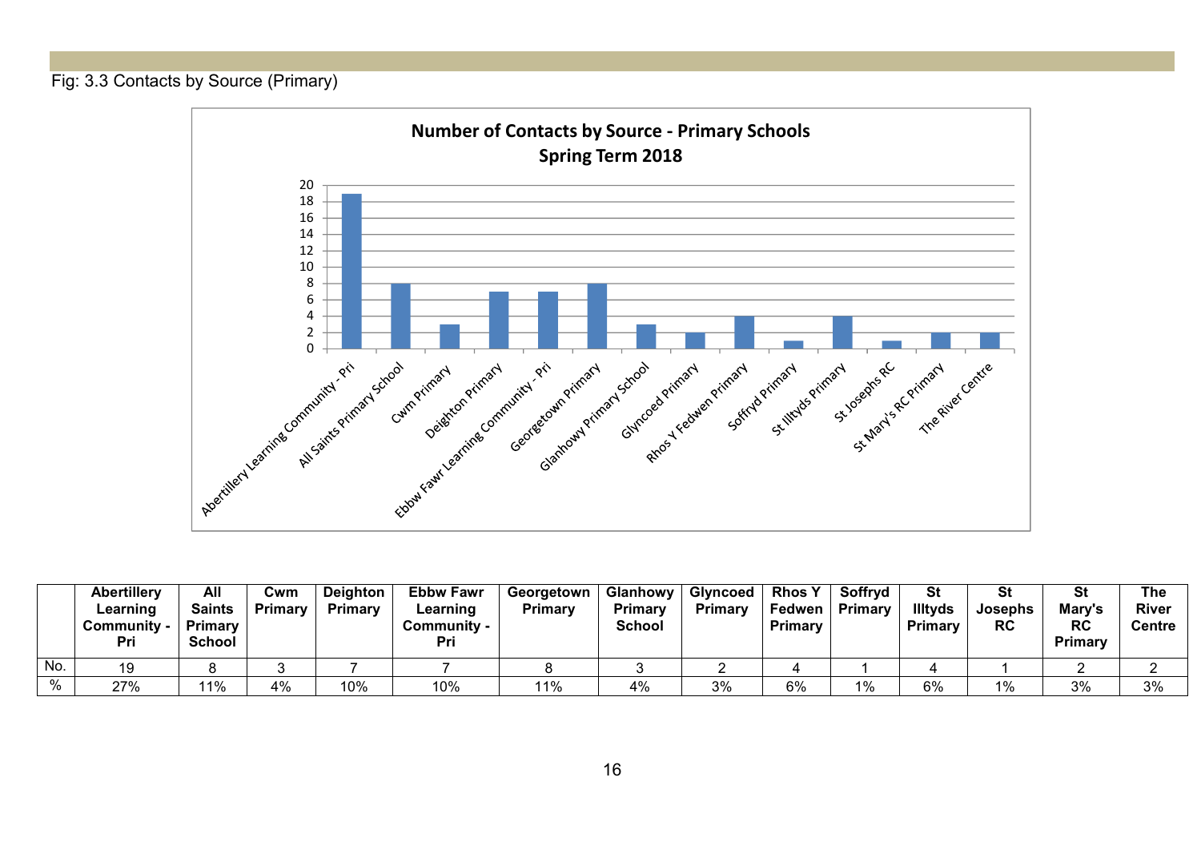Fig: 3.3 Contacts by Source (Primary)

**Number of Contacts by Source - Primary Schools**
**Spring Term 2018**

| | Abertillery Learning Community - Pri | All Saints Primary School | Cwm Primary | Deighton Primary | Ebbw Fawr Learning Community - Pri | Georgetown Primary | Glanhowy Primary School | Glyncoed Primary | Rhos Y Fedwen Primary | Soffryd Primary | St Illtyds Primary | St Josephs RC | St Mary's RC Primary | The River Centre |
|---|---|---|---|---|---|---|---|---|---|---|---|---|---|---|
| No. | 19 | 8 | 3 | 7 | 7 | 8 | 3 | 2 | 4 | 1 | 4 | 1 | 2 | 2 |
| % | 27% | 11% | 4% | 10% | 10% | 11% | 4% | 3% | 6% | 1% | 6% | 1% | 3% | 3% |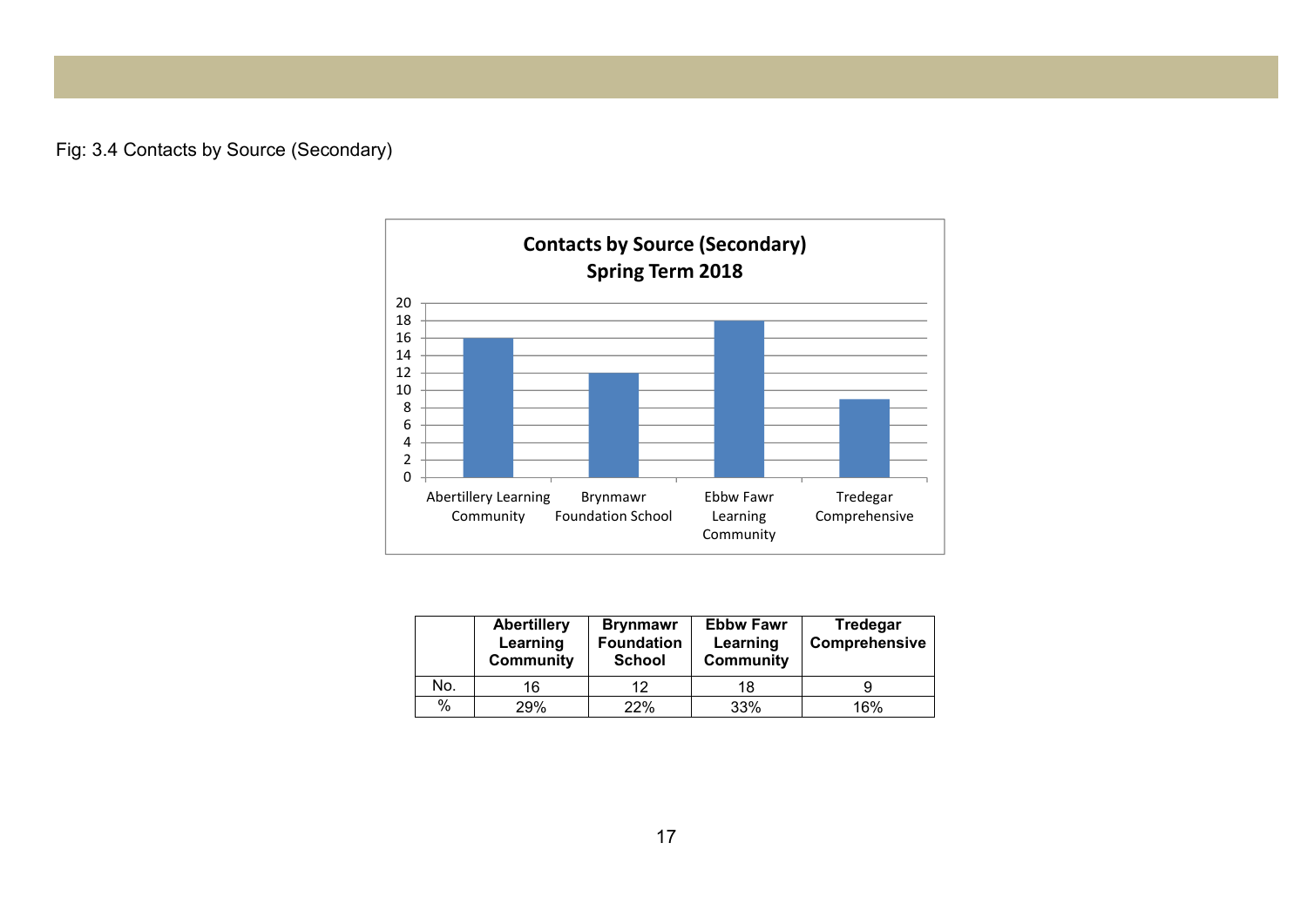Fig: 3.4 Contacts by Source (Secondary)

|  | Abertillery Learning Community | Brynmawr Foundation School | Ebbw Fawr Learning Community | Tredegar Comprehensive |
|---|---|---|---|---|
| No. | 16 | 12 | 18 | 9 |
| % | 29% | 22% | 33% | 16% |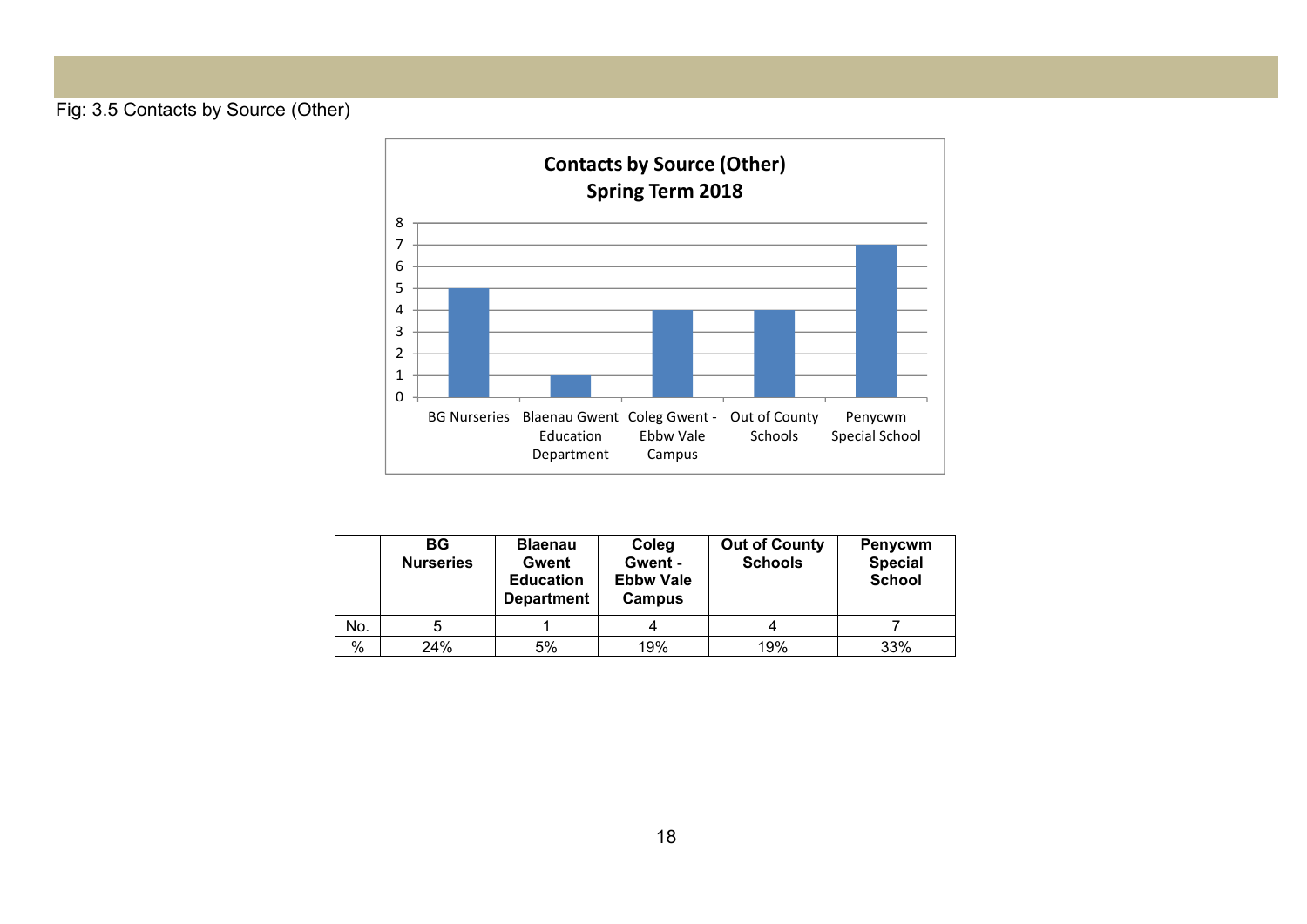Fig: 3.5 Contacts by Source (Other)

Contacts by Source (Other)
Spring Term 2018

8
7
6
5
4
3
2
1
0

BG Nurseries
Blaenau Gwent Education Department
Coleg Gwent - Ebbw Vale Campus
Out of County Schools
Penycwm Special School

| | BG Nurseries | Blaenau Gwent Education Department | Coleg Gwent - Ebbw Vale Campus | Out of County Schools | Penycwm Special School |
|---|---|---|---|---|---|
| No. | 5 | 1 | 4 | 4 | 7 |
| % | 24% | 5% | 19% | 19% | 33% |